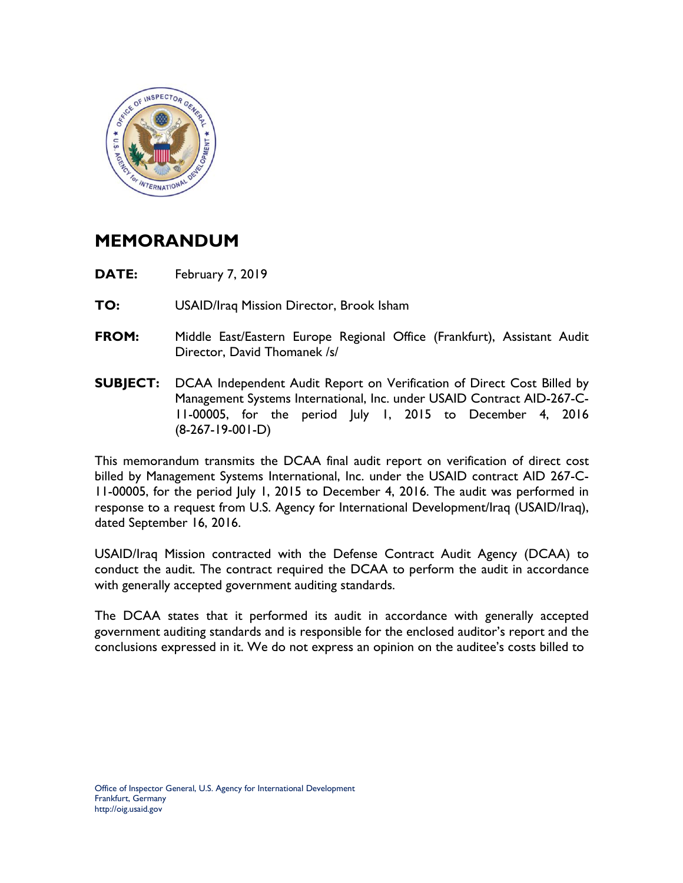# MEMORANDUM

**DATE:** February 7, 2019

**TO:** USAID/Iraq Mission Director, Brook Isham

**FROM:** Middle East/Eastern Europe Regional Office (Frankfurt), Assistant Audit Director, David Thomanek /s/

**SUBJECT:** DCAA Independent Audit Report on Verification of Direct Cost Billed by Management Systems International, Inc. under USAID Contract AID-267-C-11-00005, for the period July 1, 2015 to December 4, 2016 (8-267-19-001-D)

This memorandum transmits the DCAA final audit report on verification of direct cost billed by Management Systems International, Inc. under the USAID contract AID 267-C-11-00005, for the period July 1, 2015 to December 4, 2016. The audit was performed in response to a request from U.S. Agency for International Development/Iraq (USAID/Iraq), dated September 16, 2016.

USAID/Iraq Mission contracted with the Defense Contract Audit Agency (DCAA) to conduct the audit. The contract required the DCAA to perform the audit in accordance with generally accepted government auditing standards.

The DCAA states that it performed its audit in accordance with generally accepted government auditing standards and is responsible for the enclosed auditor's report and the conclusions expressed in it. We do not express an opinion on the auditee's costs billed to

Office of Inspector General, U.S. Agency for International Development
Frankfurt, Germany
http://oig.usaid.gov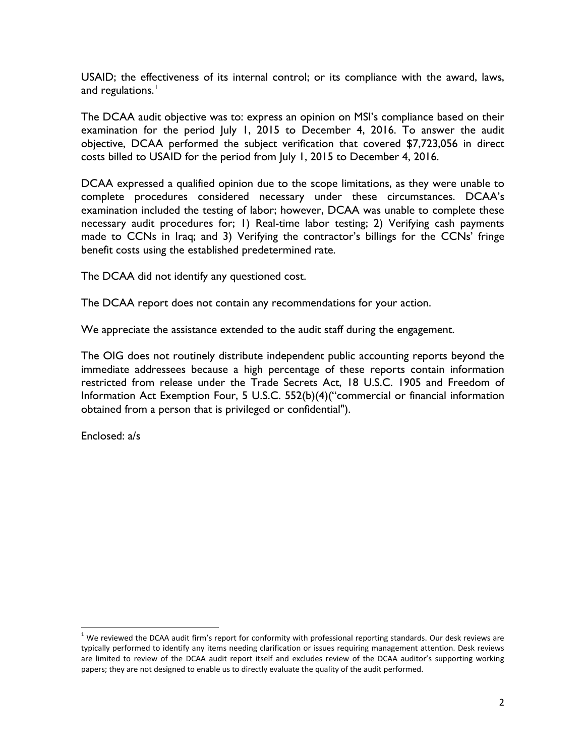USAID; the effectiveness of its internal control; or its compliance with the award, laws, and regulations.[1]

The DCAA audit objective was to: express an opinion on MSI's compliance based on their examination for the period July 1, 2015 to December 4, 2016. To answer the audit objective, DCAA performed the subject verification that covered $7,723,056 in direct costs billed to USAID for the period from July 1, 2015 to December 4, 2016.

DCAA expressed a qualified opinion due to the scope limitations, as they were unable to complete procedures considered necessary under these circumstances. DCAA's examination included the testing of labor; however, DCAA was unable to complete these necessary audit procedures for; 1) Real-time labor testing; 2) Verifying cash payments made to CCNs in Iraq; and 3) Verifying the contractor's billings for the CCNs' fringe benefit costs using the established predetermined rate.

The DCAA did not identify any questioned cost.

The DCAA report does not contain any recommendations for your action.

We appreciate the assistance extended to the audit staff during the engagement.

The OIG does not routinely distribute independent public accounting reports beyond the immediate addressees because a high percentage of these reports contain information restricted from release under the Trade Secrets Act, 18 U.S.C. 1905 and Freedom of Information Act Exemption Four, 5 U.S.C. 552(b)(4)("commercial or financial information obtained from a person that is privileged or confidential").

Enclosed: a/s

[1] We reviewed the DCAA audit firm's report for conformity with professional reporting standards. Our desk reviews are typically performed to identify any items needing clarification or issues requiring management attention. Desk reviews are limited to review of the DCAA audit report itself and excludes review of the DCAA auditor's supporting working papers; they are not designed to enable us to directly evaluate the quality of the audit performed.